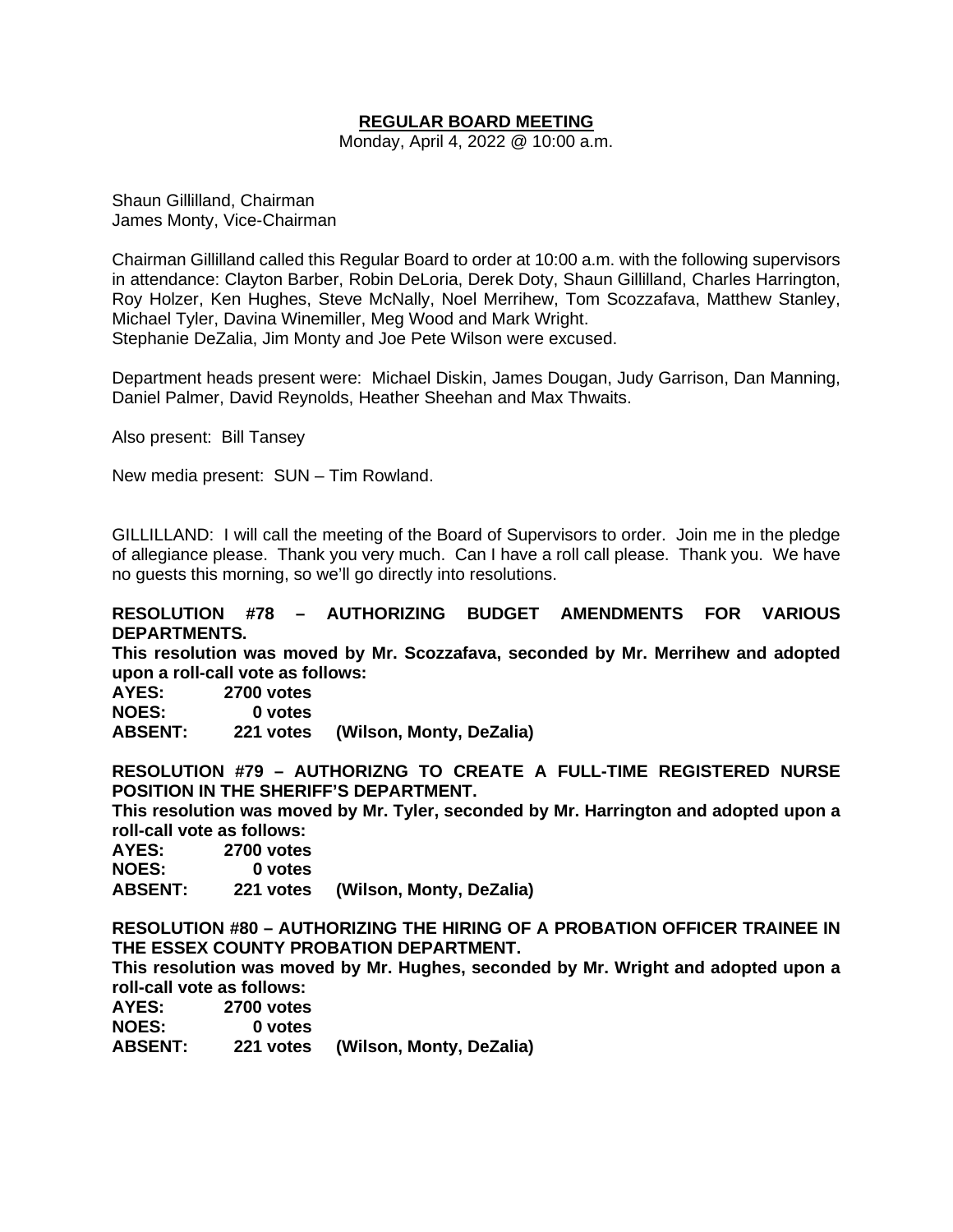**REGULAR BOARD MEETING**

Monday, April 4, 2022 @ 10:00 a.m.

Shaun Gillilland, Chairman
James Monty, Vice-Chairman

Chairman Gillilland called this Regular Board to order at 10:00 a.m. with the following supervisors in attendance: Clayton Barber, Robin DeLoria, Derek Doty, Shaun Gillilland, Charles Harrington, Roy Holzer, Ken Hughes, Steve McNally, Noel Merrihew, Tom Scozzafava, Matthew Stanley, Michael Tyler, Davina Winemiller, Meg Wood and Mark Wright.
Stephanie DeZalia, Jim Monty and Joe Pete Wilson were excused.

Department heads present were: Michael Diskin, James Dougan, Judy Garrison, Dan Manning, Daniel Palmer, David Reynolds, Heather Sheehan and Max Thwaits.

Also present: Bill Tansey

New media present: SUN – Tim Rowland.

GILLILLAND: I will call the meeting of the Board of Supervisors to order. Join me in the pledge of allegiance please. Thank you very much. Can I have a roll call please. Thank you. We have no guests this morning, so we'll go directly into resolutions.

**RESOLUTION #78 – AUTHORIZING BUDGET AMENDMENTS FOR VARIOUS DEPARTMENTS.**

**This resolution was moved by Mr. Scozzafava, seconded by Mr. Merrihew and adopted upon a roll-call vote as follows:**

**AYES: 2700 votes**
**NOES: 0 votes**
**ABSENT: 221 votes (Wilson, Monty, DeZalia)**

**RESOLUTION #79 – AUTHORIZNG TO CREATE A FULL-TIME REGISTERED NURSE POSITION IN THE SHERIFF'S DEPARTMENT.**

**This resolution was moved by Mr. Tyler, seconded by Mr. Harrington and adopted upon a roll-call vote as follows:**

**AYES: 2700 votes**
**NOES: 0 votes**
**ABSENT: 221 votes (Wilson, Monty, DeZalia)**

**RESOLUTION #80 – AUTHORIZING THE HIRING OF A PROBATION OFFICER TRAINEE IN THE ESSEX COUNTY PROBATION DEPARTMENT.**

**This resolution was moved by Mr. Hughes, seconded by Mr. Wright and adopted upon a roll-call vote as follows:**

**AYES: 2700 votes**
**NOES: 0 votes**
**ABSENT: 221 votes (Wilson, Monty, DeZalia)**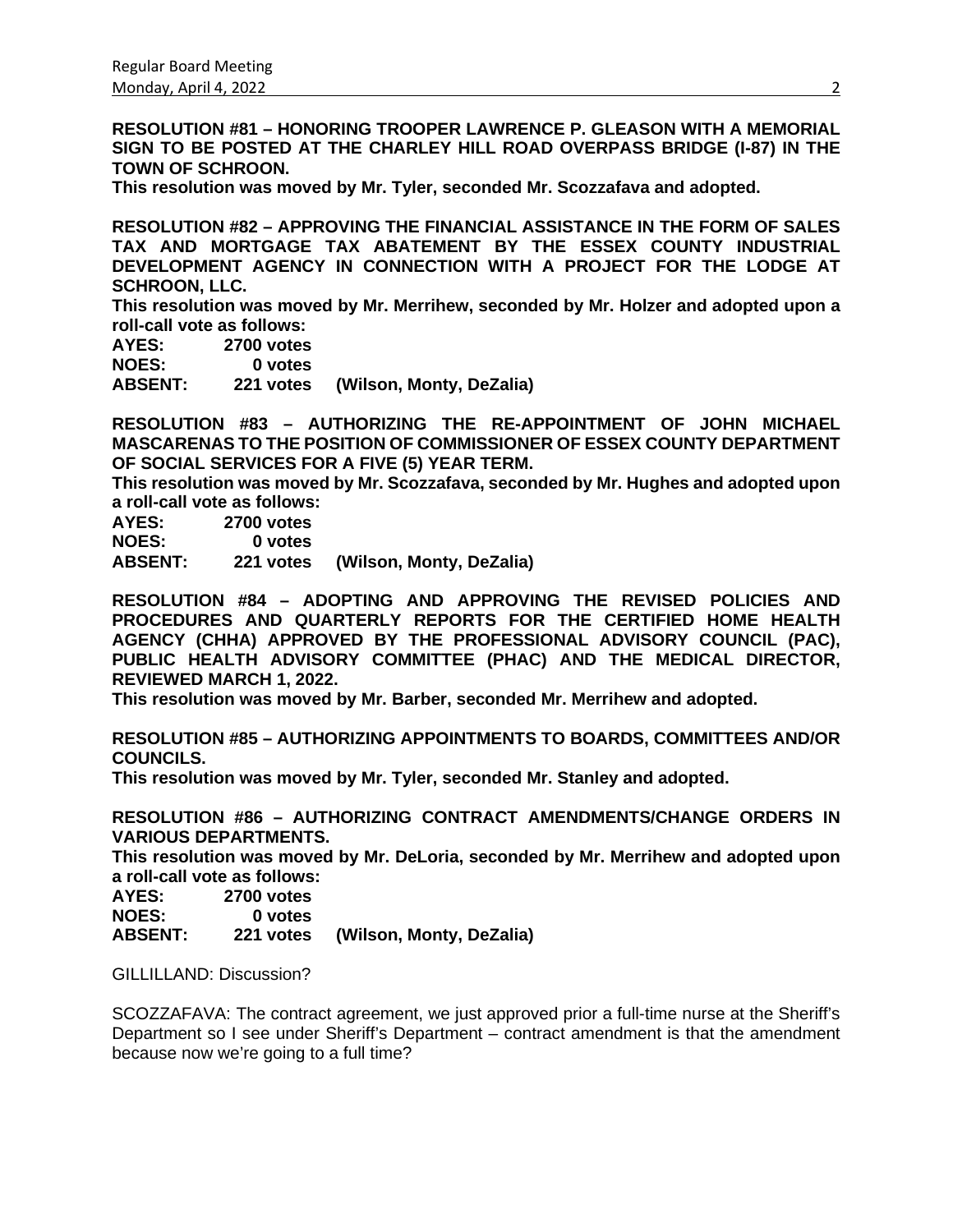**RESOLUTION #81 – HONORING TROOPER LAWRENCE P. GLEASON WITH A MEMORIAL SIGN TO BE POSTED AT THE CHARLEY HILL ROAD OVERPASS BRIDGE (I-87) IN THE TOWN OF SCHROON.**
**This resolution was moved by Mr. Tyler, seconded Mr. Scozzafava and adopted.**

**RESOLUTION #82 – APPROVING THE FINANCIAL ASSISTANCE IN THE FORM OF SALES TAX AND MORTGAGE TAX ABATEMENT BY THE ESSEX COUNTY INDUSTRIAL DEVELOPMENT AGENCY IN CONNECTION WITH A PROJECT FOR THE LODGE AT SCHROON, LLC.**
**This resolution was moved by Mr. Merrihew, seconded by Mr. Holzer and adopted upon a roll-call vote as follows:**
**AYES: 2700 votes**
**NOES: 0 votes**
**ABSENT: 221 votes (Wilson, Monty, DeZalia)**

**RESOLUTION #83 – AUTHORIZING THE RE-APPOINTMENT OF JOHN MICHAEL MASCARENAS TO THE POSITION OF COMMISSIONER OF ESSEX COUNTY DEPARTMENT OF SOCIAL SERVICES FOR A FIVE (5) YEAR TERM.**
**This resolution was moved by Mr. Scozzafava, seconded by Mr. Hughes and adopted upon a roll-call vote as follows:**
**AYES: 2700 votes**
**NOES: 0 votes**
**ABSENT: 221 votes (Wilson, Monty, DeZalia)**

**RESOLUTION #84 – ADOPTING AND APPROVING THE REVISED POLICIES AND PROCEDURES AND QUARTERLY REPORTS FOR THE CERTIFIED HOME HEALTH AGENCY (CHHA) APPROVED BY THE PROFESSIONAL ADVISORY COUNCIL (PAC), PUBLIC HEALTH ADVISORY COMMITTEE (PHAC) AND THE MEDICAL DIRECTOR, REVIEWED MARCH 1, 2022.**
**This resolution was moved by Mr. Barber, seconded Mr. Merrihew and adopted.**

**RESOLUTION #85 – AUTHORIZING APPOINTMENTS TO BOARDS, COMMITTEES AND/OR COUNCILS.**
**This resolution was moved by Mr. Tyler, seconded Mr. Stanley and adopted.**

**RESOLUTION #86 – AUTHORIZING CONTRACT AMENDMENTS/CHANGE ORDERS IN VARIOUS DEPARTMENTS.**
**This resolution was moved by Mr. DeLoria, seconded by Mr. Merrihew and adopted upon a roll-call vote as follows:**
**AYES: 2700 votes**
**NOES: 0 votes**
**ABSENT: 221 votes (Wilson, Monty, DeZalia)**

GILLILLAND: Discussion?

SCOZZAFAVA: The contract agreement, we just approved prior a full-time nurse at the Sheriff's Department so I see under Sheriff's Department – contract amendment is that the amendment because now we're going to a full time?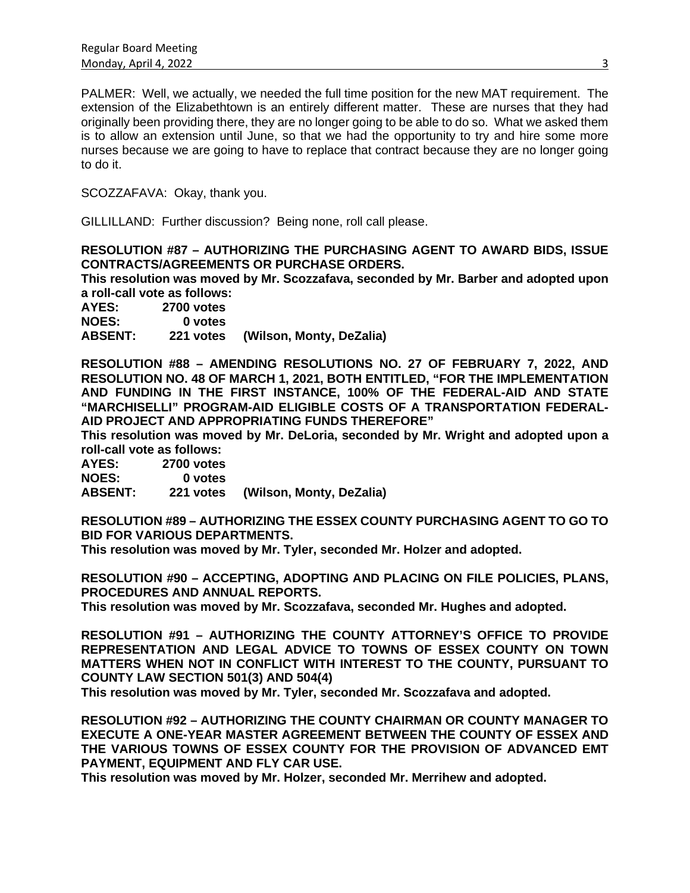PALMER: Well, we actually, we needed the full time position for the new MAT requirement. The extension of the Elizabethtown is an entirely different matter. These are nurses that they had originally been providing there, they are no longer going to be able to do so. What we asked them is to allow an extension until June, so that we had the opportunity to try and hire some more nurses because we are going to have to replace that contract because they are no longer going to do it.

SCOZZAFAVA: Okay, thank you.

GILLILLAND: Further discussion? Being none, roll call please.

**RESOLUTION #87 – AUTHORIZING THE PURCHASING AGENT TO AWARD BIDS, ISSUE CONTRACTS/AGREEMENTS OR PURCHASE ORDERS.**
**This resolution was moved by Mr. Scozzafava, seconded by Mr. Barber and adopted upon a roll-call vote as follows:**
**AYES: 2700 votes**
**NOES: 0 votes**
**ABSENT: 221 votes (Wilson, Monty, DeZalia)**

**RESOLUTION #88 – AMENDING RESOLUTIONS NO. 27 OF FEBRUARY 7, 2022, AND RESOLUTION NO. 48 OF MARCH 1, 2021, BOTH ENTITLED, "FOR THE IMPLEMENTATION AND FUNDING IN THE FIRST INSTANCE, 100% OF THE FEDERAL-AID AND STATE "MARCHISELLI" PROGRAM-AID ELIGIBLE COSTS OF A TRANSPORTATION FEDERAL-AID PROJECT AND APPROPRIATING FUNDS THEREFORE"**
**This resolution was moved by Mr. DeLoria, seconded by Mr. Wright and adopted upon a roll-call vote as follows:**
**AYES: 2700 votes**
**NOES: 0 votes**
**ABSENT: 221 votes (Wilson, Monty, DeZalia)**

**RESOLUTION #89 – AUTHORIZING THE ESSEX COUNTY PURCHASING AGENT TO GO TO BID FOR VARIOUS DEPARTMENTS.**
**This resolution was moved by Mr. Tyler, seconded Mr. Holzer and adopted.**

**RESOLUTION #90 – ACCEPTING, ADOPTING AND PLACING ON FILE POLICIES, PLANS, PROCEDURES AND ANNUAL REPORTS.**
**This resolution was moved by Mr. Scozzafava, seconded Mr. Hughes and adopted.**

**RESOLUTION #91 – AUTHORIZING THE COUNTY ATTORNEY'S OFFICE TO PROVIDE REPRESENTATION AND LEGAL ADVICE TO TOWNS OF ESSEX COUNTY ON TOWN MATTERS WHEN NOT IN CONFLICT WITH INTEREST TO THE COUNTY, PURSUANT TO COUNTY LAW SECTION 501(3) AND 504(4)**
**This resolution was moved by Mr. Tyler, seconded Mr. Scozzafava and adopted.**

**RESOLUTION #92 – AUTHORIZING THE COUNTY CHAIRMAN OR COUNTY MANAGER TO EXECUTE A ONE-YEAR MASTER AGREEMENT BETWEEN THE COUNTY OF ESSEX AND THE VARIOUS TOWNS OF ESSEX COUNTY FOR THE PROVISION OF ADVANCED EMT PAYMENT, EQUIPMENT AND FLY CAR USE.**
**This resolution was moved by Mr. Holzer, seconded Mr. Merrihew and adopted.**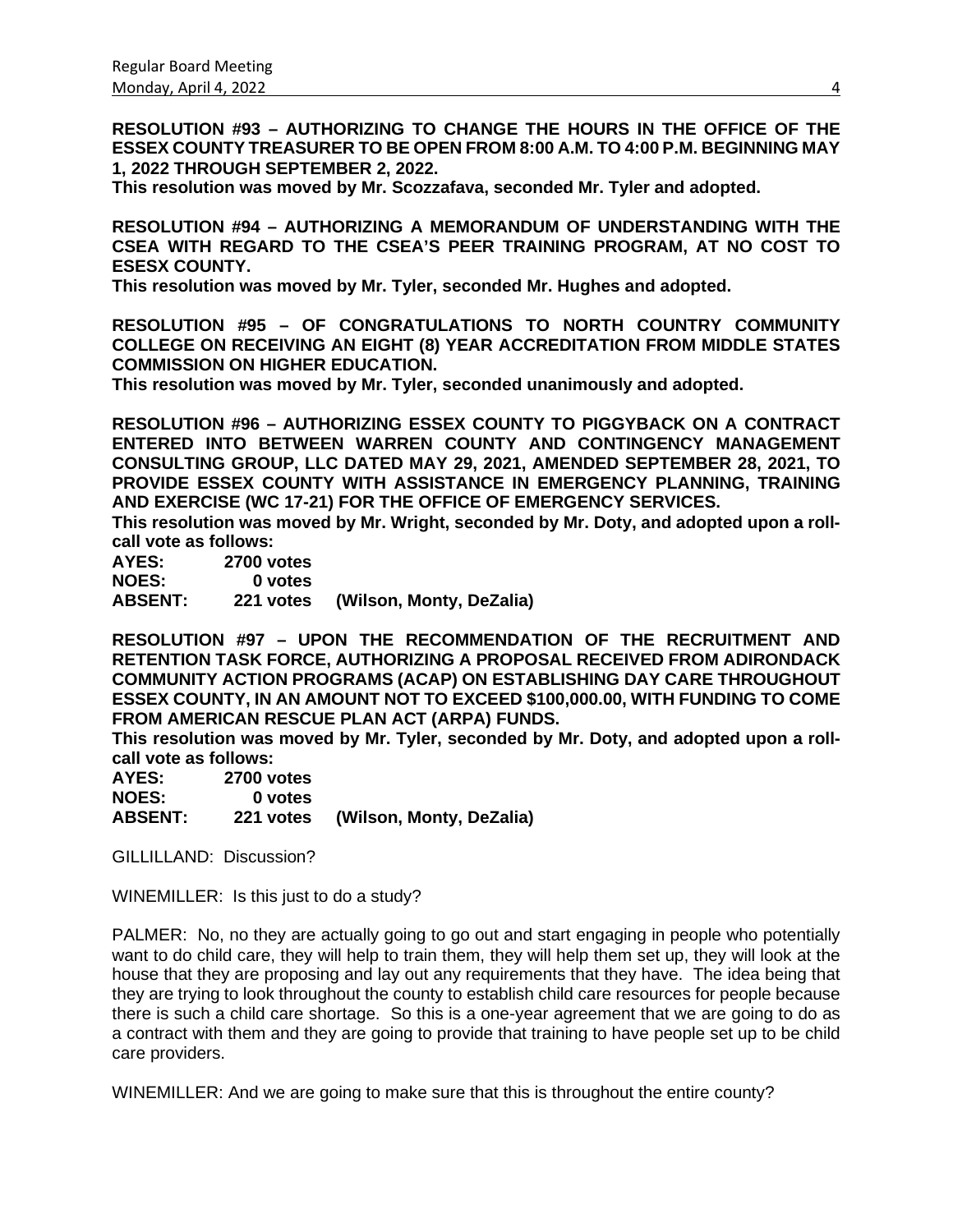**RESOLUTION #93 – AUTHORIZING TO CHANGE THE HOURS IN THE OFFICE OF THE ESSEX COUNTY TREASURER TO BE OPEN FROM 8:00 A.M. TO 4:00 P.M. BEGINNING MAY 1, 2022 THROUGH SEPTEMBER 2, 2022.**
**This resolution was moved by Mr. Scozzafava, seconded Mr. Tyler and adopted.**

**RESOLUTION #94 – AUTHORIZING A MEMORANDUM OF UNDERSTANDING WITH THE CSEA WITH REGARD TO THE CSEA'S PEER TRAINING PROGRAM, AT NO COST TO ESESX COUNTY.**
**This resolution was moved by Mr. Tyler, seconded Mr. Hughes and adopted.**

**RESOLUTION #95 – OF CONGRATULATIONS TO NORTH COUNTRY COMMUNITY COLLEGE ON RECEIVING AN EIGHT (8) YEAR ACCREDITATION FROM MIDDLE STATES COMMISSION ON HIGHER EDUCATION.**
**This resolution was moved by Mr. Tyler, seconded unanimously and adopted.**

**RESOLUTION #96 – AUTHORIZING ESSEX COUNTY TO PIGGYBACK ON A CONTRACT ENTERED INTO BETWEEN WARREN COUNTY AND CONTINGENCY MANAGEMENT CONSULTING GROUP, LLC DATED MAY 29, 2021, AMENDED SEPTEMBER 28, 2021, TO PROVIDE ESSEX COUNTY WITH ASSISTANCE IN EMERGENCY PLANNING, TRAINING AND EXERCISE (WC 17-21) FOR THE OFFICE OF EMERGENCY SERVICES.**
**This resolution was moved by Mr. Wright, seconded by Mr. Doty, and adopted upon a roll-call vote as follows:**

**AYES: 2700 votes**
**NOES: 0 votes**
**ABSENT: 221 votes (Wilson, Monty, DeZalia)**

**RESOLUTION #97 – UPON THE RECOMMENDATION OF THE RECRUITMENT AND RETENTION TASK FORCE, AUTHORIZING A PROPOSAL RECEIVED FROM ADIRONDACK COMMUNITY ACTION PROGRAMS (ACAP) ON ESTABLISHING DAY CARE THROUGHOUT ESSEX COUNTY, IN AN AMOUNT NOT TO EXCEED $100,000.00, WITH FUNDING TO COME FROM AMERICAN RESCUE PLAN ACT (ARPA) FUNDS.**
**This resolution was moved by Mr. Tyler, seconded by Mr. Doty, and adopted upon a roll-call vote as follows:**

**AYES: 2700 votes**
**NOES: 0 votes**
**ABSENT: 221 votes (Wilson, Monty, DeZalia)**

GILLILLAND: Discussion?

WINEMILLER: Is this just to do a study?

PALMER: No, no they are actually going to go out and start engaging in people who potentially want to do child care, they will help to train them, they will help them set up, they will look at the house that they are proposing and lay out any requirements that they have. The idea being that they are trying to look throughout the county to establish child care resources for people because there is such a child care shortage. So this is a one-year agreement that we are going to do as a contract with them and they are going to provide that training to have people set up to be child care providers.

WINEMILLER: And we are going to make sure that this is throughout the entire county?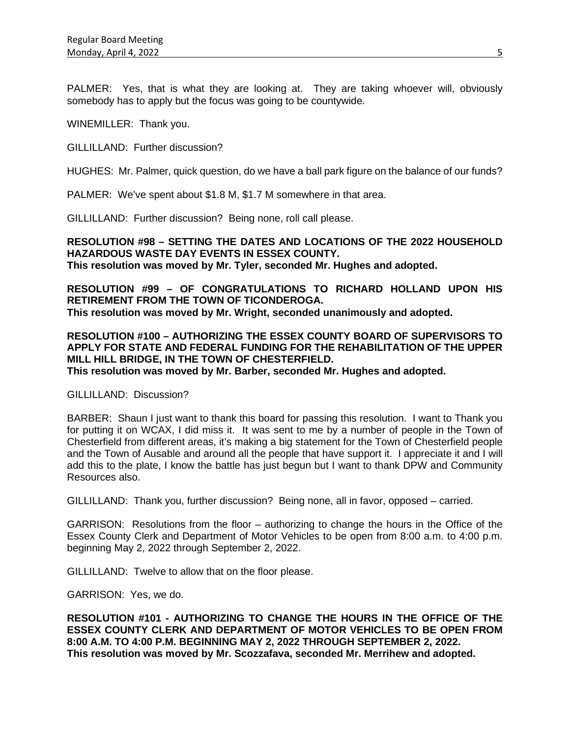PALMER: Yes, that is what they are looking at. They are taking whoever will, obviously somebody has to apply but the focus was going to be countywide.

WINEMILLER: Thank you.

GILLILLAND: Further discussion?

HUGHES: Mr. Palmer, quick question, do we have a ball park figure on the balance of our funds?

PALMER: We've spent about $1.8 M, $1.7 M somewhere in that area.

GILLILLAND: Further discussion? Being none, roll call please.

**RESOLUTION #98 – SETTING THE DATES AND LOCATIONS OF THE 2022 HOUSEHOLD HAZARDOUS WASTE DAY EVENTS IN ESSEX COUNTY.**
**This resolution was moved by Mr. Tyler, seconded Mr. Hughes and adopted.**

**RESOLUTION #99 – OF CONGRATULATIONS TO RICHARD HOLLAND UPON HIS RETIREMENT FROM THE TOWN OF TICONDEROGA.**
**This resolution was moved by Mr. Wright, seconded unanimously and adopted.**

**RESOLUTION #100 – AUTHORIZING THE ESSEX COUNTY BOARD OF SUPERVISORS TO APPLY FOR STATE AND FEDERAL FUNDING FOR THE REHABILITATION OF THE UPPER MILL HILL BRIDGE, IN THE TOWN OF CHESTERFIELD.**
**This resolution was moved by Mr. Barber, seconded Mr. Hughes and adopted.**

GILLILLAND: Discussion?

BARBER: Shaun I just want to thank this board for passing this resolution. I want to Thank you for putting it on WCAX, I did miss it. It was sent to me by a number of people in the Town of Chesterfield from different areas, it's making a big statement for the Town of Chesterfield people and the Town of Ausable and around all the people that have support it. I appreciate it and I will add this to the plate, I know the battle has just begun but I want to thank DPW and Community Resources also.

GILLILLAND: Thank you, further discussion? Being none, all in favor, opposed – carried.

GARRISON: Resolutions from the floor – authorizing to change the hours in the Office of the Essex County Clerk and Department of Motor Vehicles to be open from 8:00 a.m. to 4:00 p.m. beginning May 2, 2022 through September 2, 2022.

GILLILLAND: Twelve to allow that on the floor please.

GARRISON: Yes, we do.

**RESOLUTION #101 - AUTHORIZING TO CHANGE THE HOURS IN THE OFFICE OF THE ESSEX COUNTY CLERK AND DEPARTMENT OF MOTOR VEHICLES TO BE OPEN FROM 8:00 A.M. TO 4:00 P.M. BEGINNING MAY 2, 2022 THROUGH SEPTEMBER 2, 2022.**
**This resolution was moved by Mr. Scozzafava, seconded Mr. Merrihew and adopted.**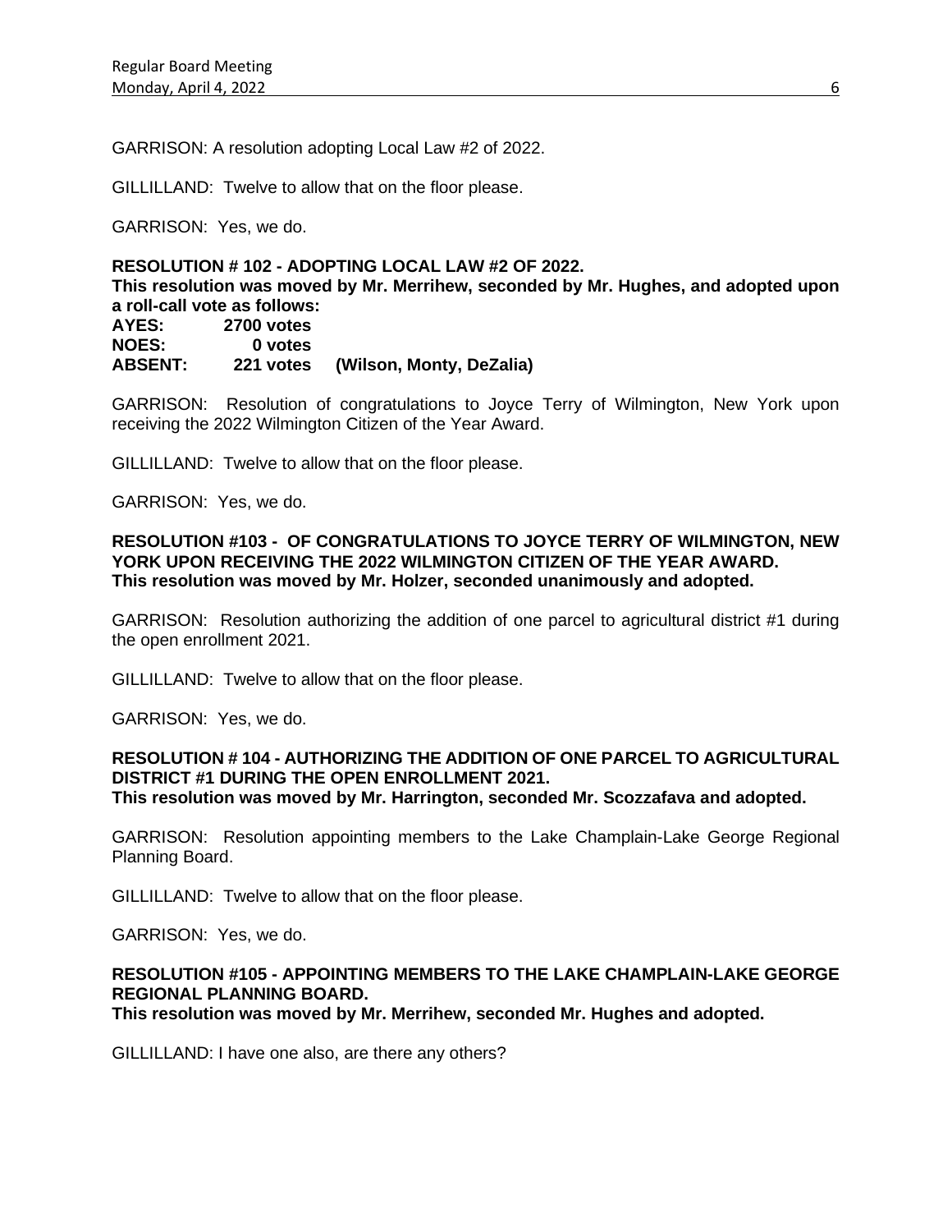GARRISON: A resolution adopting Local Law #2 of 2022.

GILLILLAND: Twelve to allow that on the floor please.

GARRISON: Yes, we do.

**RESOLUTION # 102 - ADOPTING LOCAL LAW #2 OF 2022.**
**This resolution was moved by Mr. Merrihew, seconded by Mr. Hughes, and adopted upon a roll-call vote as follows:**

| | | |
|---|---|---|
| **AYES:** | **2700 votes** | |
| **NOES:** | **0 votes** | |
| **ABSENT:** | **221 votes** | **(Wilson, Monty, DeZalia)** |

GARRISON: Resolution of congratulations to Joyce Terry of Wilmington, New York upon receiving the 2022 Wilmington Citizen of the Year Award.

GILLILLAND: Twelve to allow that on the floor please.

GARRISON: Yes, we do.

**RESOLUTION #103 - OF CONGRATULATIONS TO JOYCE TERRY OF WILMINGTON, NEW YORK UPON RECEIVING THE 2022 WILMINGTON CITIZEN OF THE YEAR AWARD.**
**This resolution was moved by Mr. Holzer, seconded unanimously and adopted.**

GARRISON: Resolution authorizing the addition of one parcel to agricultural district #1 during the open enrollment 2021.

GILLILLAND: Twelve to allow that on the floor please.

GARRISON: Yes, we do.

**RESOLUTION # 104 - AUTHORIZING THE ADDITION OF ONE PARCEL TO AGRICULTURAL DISTRICT #1 DURING THE OPEN ENROLLMENT 2021.**
**This resolution was moved by Mr. Harrington, seconded Mr. Scozzafava and adopted.**

GARRISON: Resolution appointing members to the Lake Champlain-Lake George Regional Planning Board.

GILLILLAND: Twelve to allow that on the floor please.

GARRISON: Yes, we do.

**RESOLUTION #105 - APPOINTING MEMBERS TO THE LAKE CHAMPLAIN-LAKE GEORGE REGIONAL PLANNING BOARD.**
**This resolution was moved by Mr. Merrihew, seconded Mr. Hughes and adopted.**

GILLILLAND: I have one also, are there any others?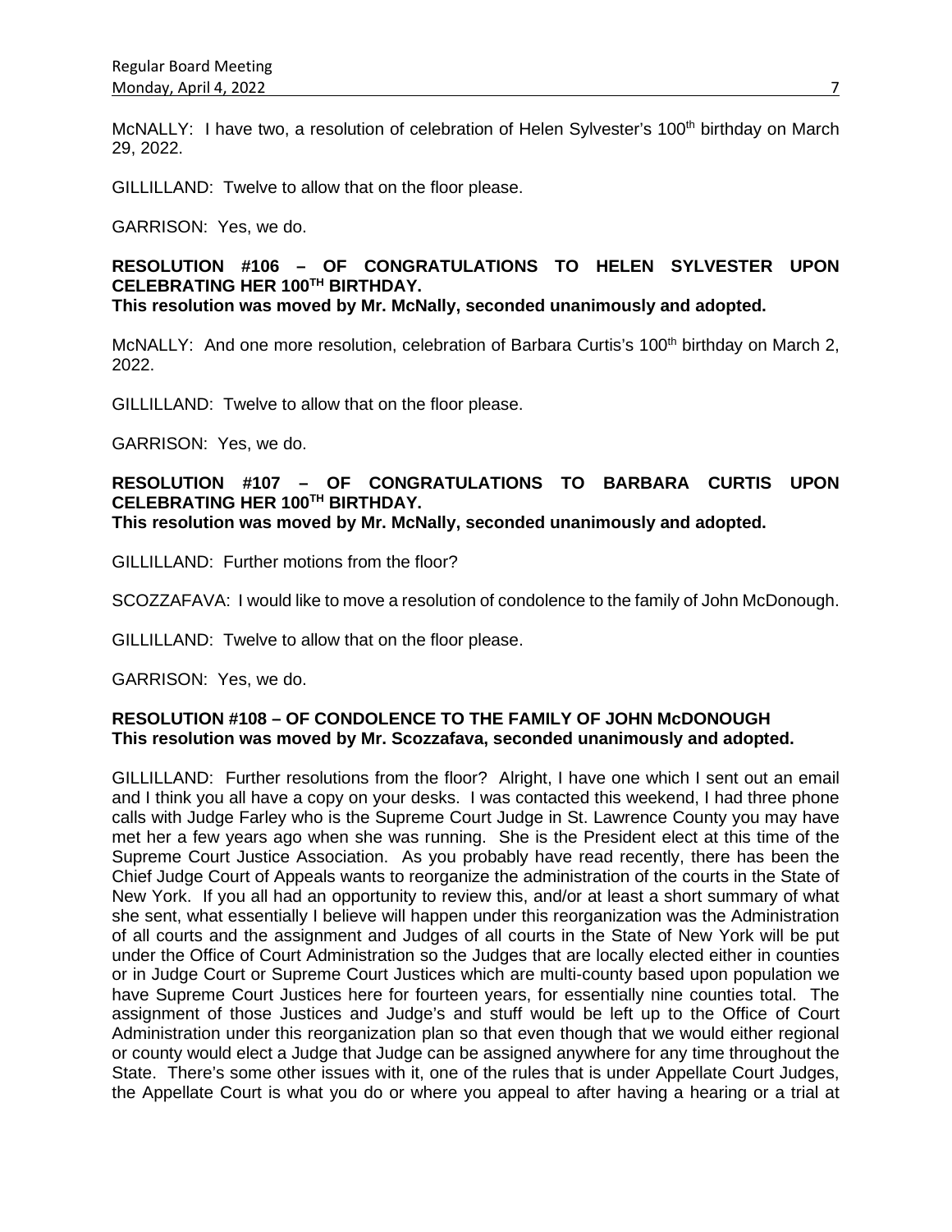McNALLY: I have two, a resolution of celebration of Helen Sylvester's 100th birthday on March 29, 2022.

GILLILLAND: Twelve to allow that on the floor please.

GARRISON: Yes, we do.

**RESOLUTION #106 – OF CONGRATULATIONS TO HELEN SYLVESTER UPON CELEBRATING HER 100TH BIRTHDAY.**
**This resolution was moved by Mr. McNally, seconded unanimously and adopted.**

McNALLY: And one more resolution, celebration of Barbara Curtis's 100th birthday on March 2, 2022.

GILLILLAND: Twelve to allow that on the floor please.

GARRISON: Yes, we do.

**RESOLUTION #107 – OF CONGRATULATIONS TO BARBARA CURTIS UPON CELEBRATING HER 100TH BIRTHDAY.**
**This resolution was moved by Mr. McNally, seconded unanimously and adopted.**

GILLILLAND: Further motions from the floor?

SCOZZAFAVA: I would like to move a resolution of condolence to the family of John McDonough.

GILLILLAND: Twelve to allow that on the floor please.

GARRISON: Yes, we do.

**RESOLUTION #108 – OF CONDOLENCE TO THE FAMILY OF JOHN McDONOUGH**
**This resolution was moved by Mr. Scozzafava, seconded unanimously and adopted.**

GILLILLAND: Further resolutions from the floor? Alright, I have one which I sent out an email and I think you all have a copy on your desks. I was contacted this weekend, I had three phone calls with Judge Farley who is the Supreme Court Judge in St. Lawrence County you may have met her a few years ago when she was running. She is the President elect at this time of the Supreme Court Justice Association. As you probably have read recently, there has been the Chief Judge Court of Appeals wants to reorganize the administration of the courts in the State of New York. If you all had an opportunity to review this, and/or at least a short summary of what she sent, what essentially I believe will happen under this reorganization was the Administration of all courts and the assignment and Judges of all courts in the State of New York will be put under the Office of Court Administration so the Judges that are locally elected either in counties or in Judge Court or Supreme Court Justices which are multi-county based upon population we have Supreme Court Justices here for fourteen years, for essentially nine counties total. The assignment of those Justices and Judge's and stuff would be left up to the Office of Court Administration under this reorganization plan so that even though that we would either regional or county would elect a Judge that Judge can be assigned anywhere for any time throughout the State. There's some other issues with it, one of the rules that is under Appellate Court Judges, the Appellate Court is what you do or where you appeal to after having a hearing or a trial at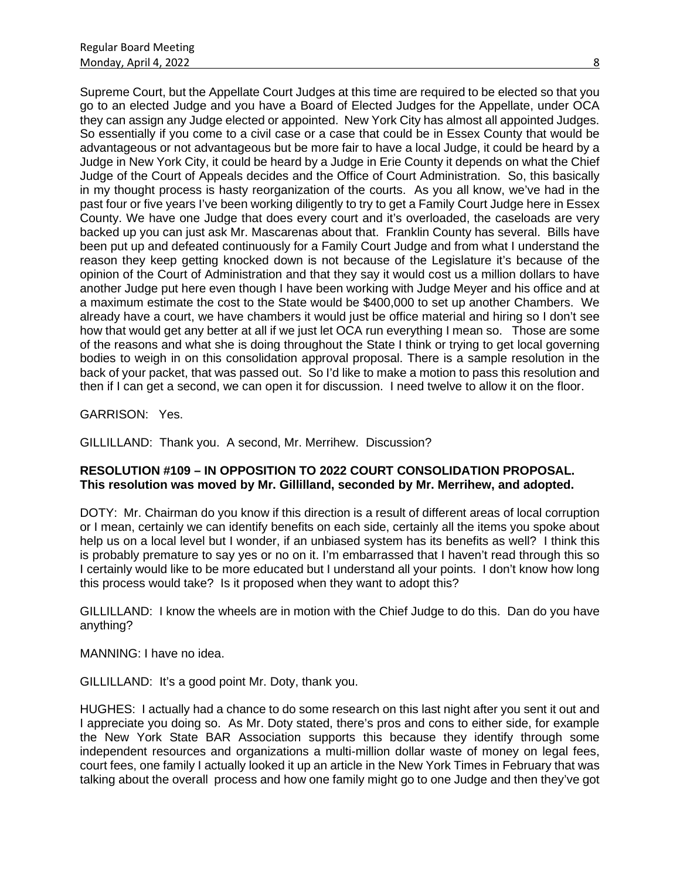Supreme Court, but the Appellate Court Judges at this time are required to be elected so that you go to an elected Judge and you have a Board of Elected Judges for the Appellate, under OCA they can assign any Judge elected or appointed. New York City has almost all appointed Judges. So essentially if you come to a civil case or a case that could be in Essex County that would be advantageous or not advantageous but be more fair to have a local Judge, it could be heard by a Judge in New York City, it could be heard by a Judge in Erie County it depends on what the Chief Judge of the Court of Appeals decides and the Office of Court Administration. So, this basically in my thought process is hasty reorganization of the courts. As you all know, we've had in the past four or five years I've been working diligently to try to get a Family Court Judge here in Essex County. We have one Judge that does every court and it's overloaded, the caseloads are very backed up you can just ask Mr. Mascarenas about that. Franklin County has several. Bills have been put up and defeated continuously for a Family Court Judge and from what I understand the reason they keep getting knocked down is not because of the Legislature it's because of the opinion of the Court of Administration and that they say it would cost us a million dollars to have another Judge put here even though I have been working with Judge Meyer and his office and at a maximum estimate the cost to the State would be $400,000 to set up another Chambers. We already have a court, we have chambers it would just be office material and hiring so I don't see how that would get any better at all if we just let OCA run everything I mean so. Those are some of the reasons and what she is doing throughout the State I think or trying to get local governing bodies to weigh in on this consolidation approval proposal. There is a sample resolution in the back of your packet, that was passed out. So I'd like to make a motion to pass this resolution and then if I can get a second, we can open it for discussion. I need twelve to allow it on the floor.

GARRISON: Yes.

GILLILLAND: Thank you. A second, Mr. Merrihew. Discussion?

**RESOLUTION #109 – IN OPPOSITION TO 2022 COURT CONSOLIDATION PROPOSAL.**
**This resolution was moved by Mr. Gillilland, seconded by Mr. Merrihew, and adopted.**

DOTY: Mr. Chairman do you know if this direction is a result of different areas of local corruption or I mean, certainly we can identify benefits on each side, certainly all the items you spoke about help us on a local level but I wonder, if an unbiased system has its benefits as well? I think this is probably premature to say yes or no on it. I'm embarrassed that I haven't read through this so I certainly would like to be more educated but I understand all your points. I don't know how long this process would take? Is it proposed when they want to adopt this?

GILLILLAND: I know the wheels are in motion with the Chief Judge to do this. Dan do you have anything?

MANNING: I have no idea.

GILLILLAND: It's a good point Mr. Doty, thank you.

HUGHES: I actually had a chance to do some research on this last night after you sent it out and I appreciate you doing so. As Mr. Doty stated, there's pros and cons to either side, for example the New York State BAR Association supports this because they identify through some independent resources and organizations a multi-million dollar waste of money on legal fees, court fees, one family I actually looked it up an article in the New York Times in February that was talking about the overall process and how one family might go to one Judge and then they've got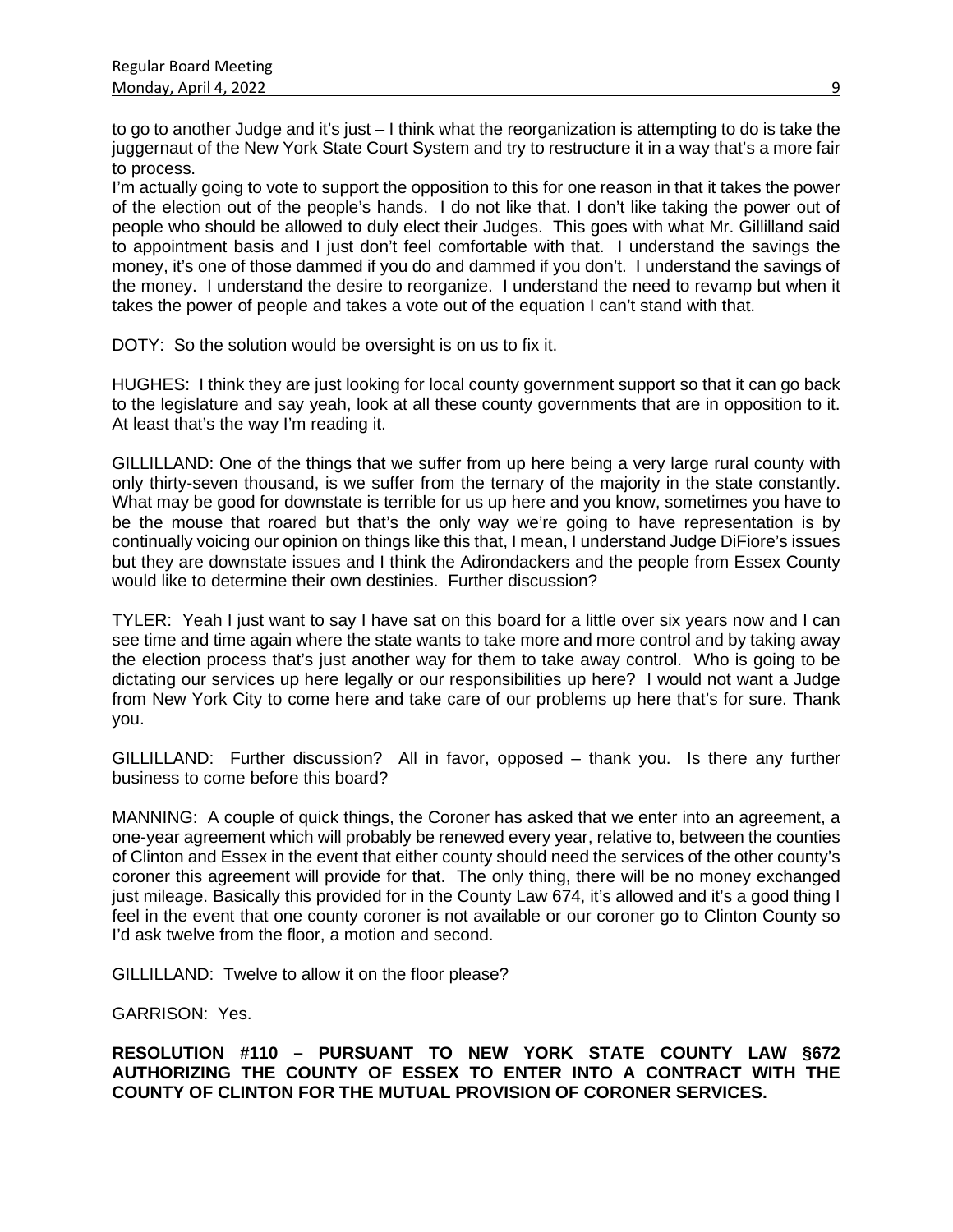to go to another Judge and it's just – I think what the reorganization is attempting to do is take the juggernaut of the New York State Court System and try to restructure it in a way that's a more fair to process.

I'm actually going to vote to support the opposition to this for one reason in that it takes the power of the election out of the people's hands. I do not like that. I don't like taking the power out of people who should be allowed to duly elect their Judges. This goes with what Mr. Gillilland said to appointment basis and I just don't feel comfortable with that. I understand the savings the money, it's one of those dammed if you do and dammed if you don't. I understand the savings of the money. I understand the desire to reorganize. I understand the need to revamp but when it takes the power of people and takes a vote out of the equation I can't stand with that.

DOTY: So the solution would be oversight is on us to fix it.

HUGHES: I think they are just looking for local county government support so that it can go back to the legislature and say yeah, look at all these county governments that are in opposition to it. At least that's the way I'm reading it.

GILLILLAND: One of the things that we suffer from up here being a very large rural county with only thirty-seven thousand, is we suffer from the ternary of the majority in the state constantly. What may be good for downstate is terrible for us up here and you know, sometimes you have to be the mouse that roared but that's the only way we're going to have representation is by continually voicing our opinion on things like this that, I mean, I understand Judge DiFiore's issues but they are downstate issues and I think the Adirondackers and the people from Essex County would like to determine their own destinies. Further discussion?

TYLER: Yeah I just want to say I have sat on this board for a little over six years now and I can see time and time again where the state wants to take more and more control and by taking away the election process that's just another way for them to take away control. Who is going to be dictating our services up here legally or our responsibilities up here? I would not want a Judge from New York City to come here and take care of our problems up here that's for sure. Thank you.

GILLILLAND: Further discussion? All in favor, opposed – thank you. Is there any further business to come before this board?

MANNING: A couple of quick things, the Coroner has asked that we enter into an agreement, a one-year agreement which will probably be renewed every year, relative to, between the counties of Clinton and Essex in the event that either county should need the services of the other county's coroner this agreement will provide for that. The only thing, there will be no money exchanged just mileage. Basically this provided for in the County Law 674, it's allowed and it's a good thing I feel in the event that one county coroner is not available or our coroner go to Clinton County so I'd ask twelve from the floor, a motion and second.

GILLILLAND: Twelve to allow it on the floor please?

GARRISON: Yes.

**RESOLUTION #110 – PURSUANT TO NEW YORK STATE COUNTY LAW §672 AUTHORIZING THE COUNTY OF ESSEX TO ENTER INTO A CONTRACT WITH THE COUNTY OF CLINTON FOR THE MUTUAL PROVISION OF CORONER SERVICES.**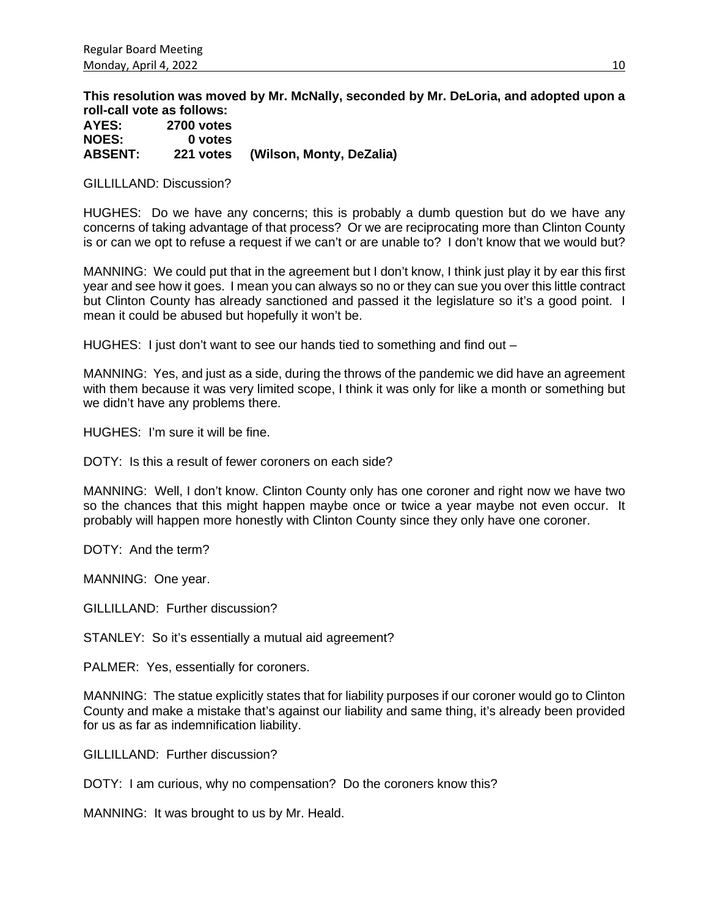**This resolution was moved by Mr. McNally, seconded by Mr. DeLoria, and adopted upon a roll-call vote as follows:**

| | | |
|---|---|---|
| **AYES:** | **2700 votes** | |
| **NOES:** | **0 votes** | |
| **ABSENT:** | **221 votes** | **(Wilson, Monty, DeZalia)** |

GILLILLAND: Discussion?

HUGHES: Do we have any concerns; this is probably a dumb question but do we have any concerns of taking advantage of that process? Or we are reciprocating more than Clinton County is or can we opt to refuse a request if we can't or are unable to? I don't know that we would but?

MANNING: We could put that in the agreement but I don't know, I think just play it by ear this first year and see how it goes. I mean you can always so no or they can sue you over this little contract but Clinton County has already sanctioned and passed it the legislature so it's a good point. I mean it could be abused but hopefully it won't be.

HUGHES: I just don't want to see our hands tied to something and find out –

MANNING: Yes, and just as a side, during the throws of the pandemic we did have an agreement with them because it was very limited scope, I think it was only for like a month or something but we didn't have any problems there.

HUGHES: I'm sure it will be fine.

DOTY: Is this a result of fewer coroners on each side?

MANNING: Well, I don't know. Clinton County only has one coroner and right now we have two so the chances that this might happen maybe once or twice a year maybe not even occur. It probably will happen more honestly with Clinton County since they only have one coroner.

DOTY: And the term?

MANNING: One year.

GILLILLAND: Further discussion?

STANLEY: So it's essentially a mutual aid agreement?

PALMER: Yes, essentially for coroners.

MANNING: The statue explicitly states that for liability purposes if our coroner would go to Clinton County and make a mistake that's against our liability and same thing, it's already been provided for us as far as indemnification liability.

GILLILLAND: Further discussion?

DOTY: I am curious, why no compensation? Do the coroners know this?

MANNING: It was brought to us by Mr. Heald.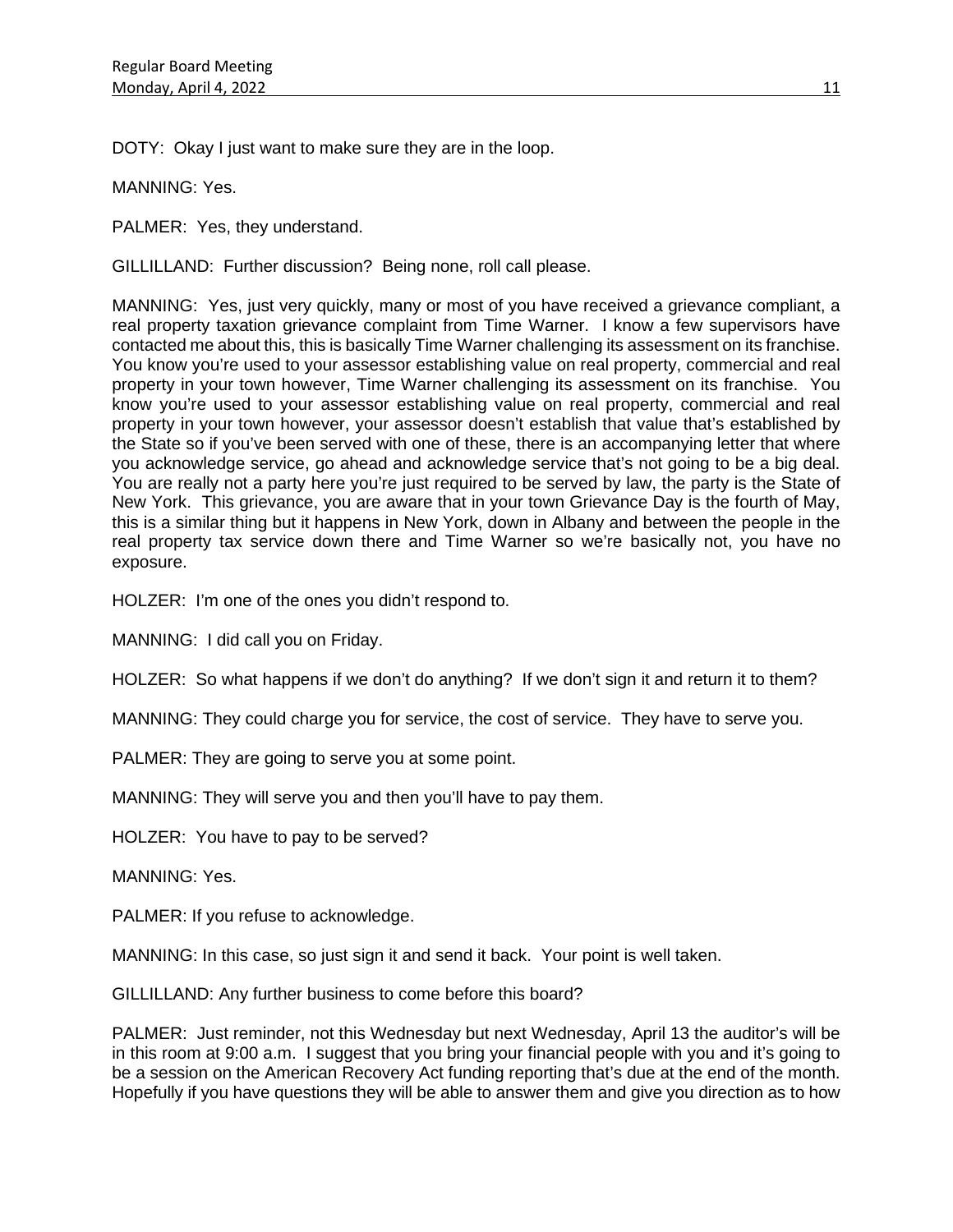DOTY: Okay I just want to make sure they are in the loop.

MANNING: Yes.

PALMER: Yes, they understand.

GILLILLAND: Further discussion? Being none, roll call please.

MANNING: Yes, just very quickly, many or most of you have received a grievance compliant, a real property taxation grievance complaint from Time Warner. I know a few supervisors have contacted me about this, this is basically Time Warner challenging its assessment on its franchise. You know you're used to your assessor establishing value on real property, commercial and real property in your town however, Time Warner challenging its assessment on its franchise. You know you're used to your assessor establishing value on real property, commercial and real property in your town however, your assessor doesn't establish that value that's established by the State so if you've been served with one of these, there is an accompanying letter that where you acknowledge service, go ahead and acknowledge service that's not going to be a big deal. You are really not a party here you're just required to be served by law, the party is the State of New York. This grievance, you are aware that in your town Grievance Day is the fourth of May, this is a similar thing but it happens in New York, down in Albany and between the people in the real property tax service down there and Time Warner so we're basically not, you have no exposure.

HOLZER: I'm one of the ones you didn't respond to.

MANNING: I did call you on Friday.

HOLZER: So what happens if we don't do anything? If we don't sign it and return it to them?

MANNING: They could charge you for service, the cost of service. They have to serve you.

PALMER: They are going to serve you at some point.

MANNING: They will serve you and then you'll have to pay them.

HOLZER: You have to pay to be served?

MANNING: Yes.

PALMER: If you refuse to acknowledge.

MANNING: In this case, so just sign it and send it back. Your point is well taken.

GILLILLAND: Any further business to come before this board?

PALMER: Just reminder, not this Wednesday but next Wednesday, April 13 the auditor's will be in this room at 9:00 a.m. I suggest that you bring your financial people with you and it's going to be a session on the American Recovery Act funding reporting that's due at the end of the month. Hopefully if you have questions they will be able to answer them and give you direction as to how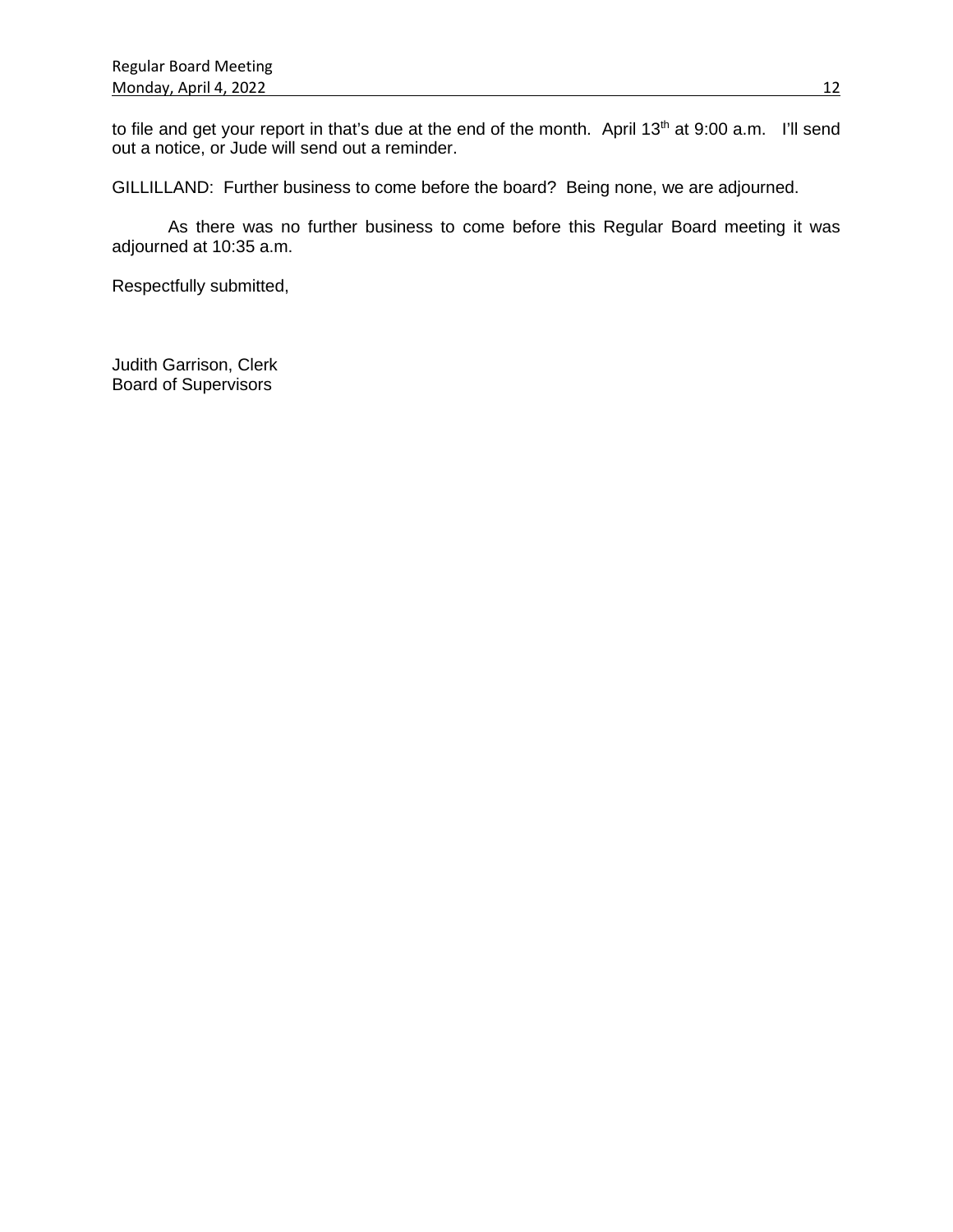to file and get your report in that's due at the end of the month. April 13th at 9:00 a.m. I'll send out a notice, or Jude will send out a reminder.

GILLILLAND: Further business to come before the board? Being none, we are adjourned.

As there was no further business to come before this Regular Board meeting it was adjourned at 10:35 a.m.

Respectfully submitted,

Judith Garrison, Clerk
Board of Supervisors